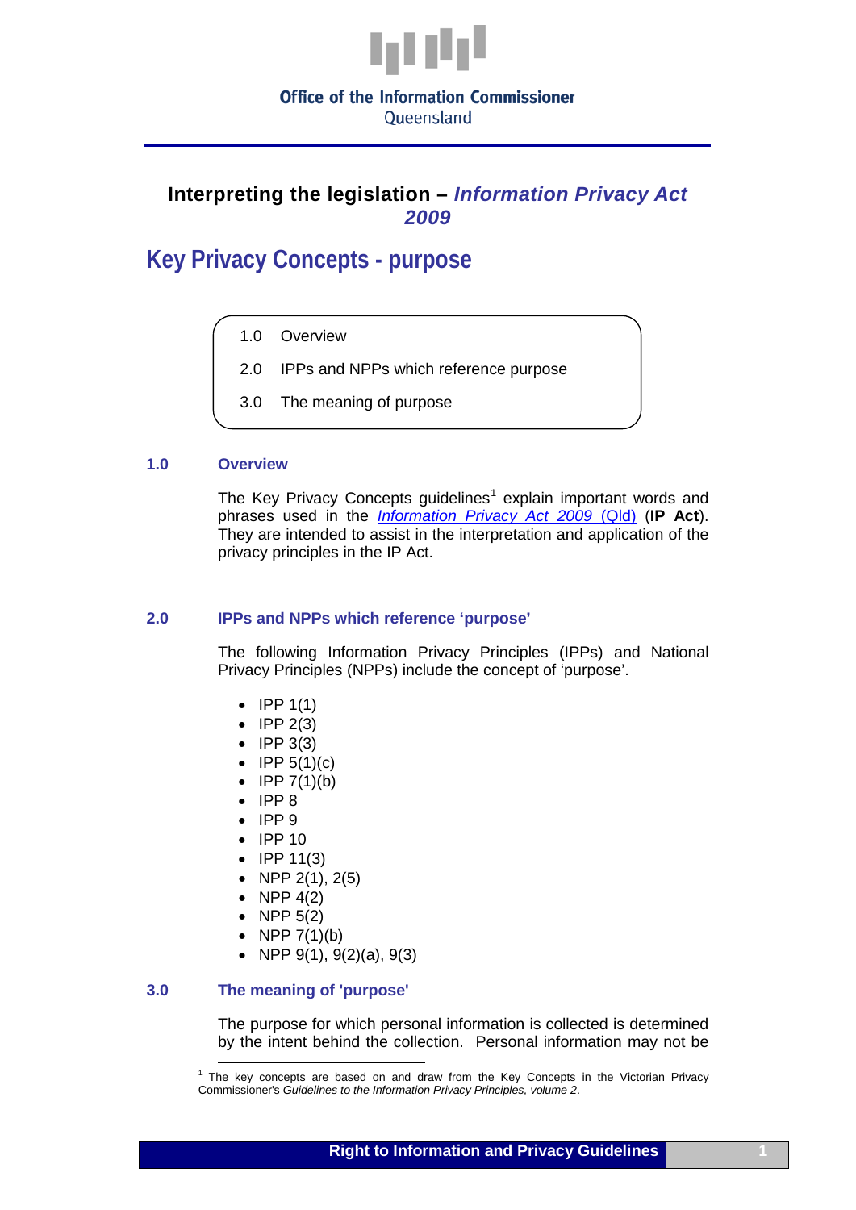Office of the Information Commissioner
Queensland

## Interpreting the legislation – *Information Privacy Act 2009*

# Key Privacy Concepts - purpose

1.0 Overview

2.0 IPPs and NPPs which reference purpose

3.0 The meaning of purpose

### 1.0 Overview

The Key Privacy Concepts guidelines[1] explain important words and phrases used in the *Information Privacy Act 2009* (Qld) (**IP Act**). They are intended to assist in the interpretation and application of the privacy principles in the IP Act.

### 2.0 IPPs and NPPs which reference 'purpose'

The following Information Privacy Principles (IPPs) and National Privacy Principles (NPPs) include the concept of 'purpose'.

- IPP 1(1)
- IPP 2(3)
- IPP 3(3)
- IPP 5(1)(c)
- IPP 7(1)(b)
- IPP 8
- IPP 9
- IPP 10
- IPP 11(3)
- NPP 2(1), 2(5)
- NPP 4(2)
- NPP 5(2)
- NPP 7(1)(b)
- NPP 9(1), 9(2)(a), 9(3)

### 3.0 The meaning of 'purpose'

The purpose for which personal information is collected is determined by the intent behind the collection. Personal information may not be

[1] The key concepts are based on and draw from the Key Concepts in the Victorian Privacy Commissioner's *Guidelines to the Information Privacy Principles, volume 2*.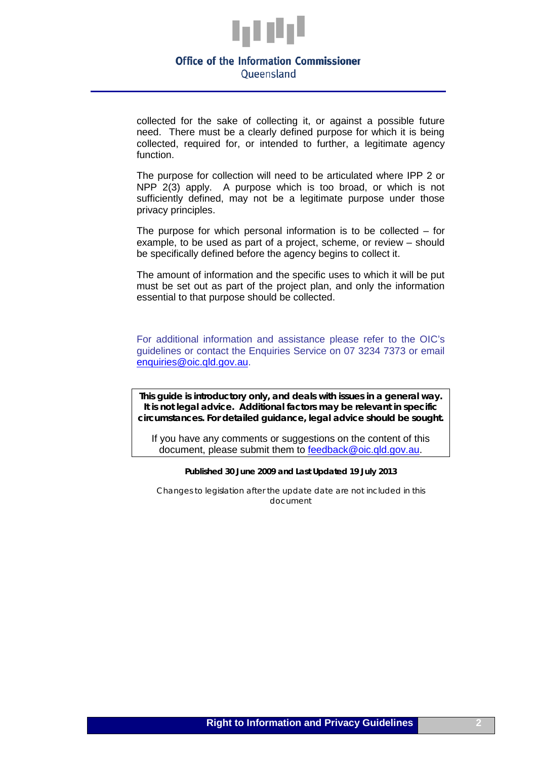collected for the sake of collecting it, or against a possible future need. There must be a clearly defined purpose for which it is being collected, required for, or intended to further, a legitimate agency function.

The purpose for collection will need to be articulated where IPP 2 or NPP 2(3) apply. A purpose which is too broad, or which is not sufficiently defined, may not be a legitimate purpose under those privacy principles.

The purpose for which personal information is to be collected – for example, to be used as part of a project, scheme, or review – should be specifically defined before the agency begins to collect it.

The amount of information and the specific uses to which it will be put must be set out as part of the project plan, and only the information essential to that purpose should be collected.

For additional information and assistance please refer to the OIC's guidelines or contact the Enquiries Service on 07 3234 7373 or email enquiries@oic.qld.gov.au.

**This guide is introductory only, and deals with issues in a general way. It is not legal advice. Additional factors may be relevant in specific circumstances. For detailed guidance, legal advice should be sought.**

If you have any comments or suggestions on the content of this document, please submit them to feedback@oic.qld.gov.au.

**Published 30 June 2009 and Last Updated 19 July 2013**

*Changes to legislation after the update date are not included in this document*